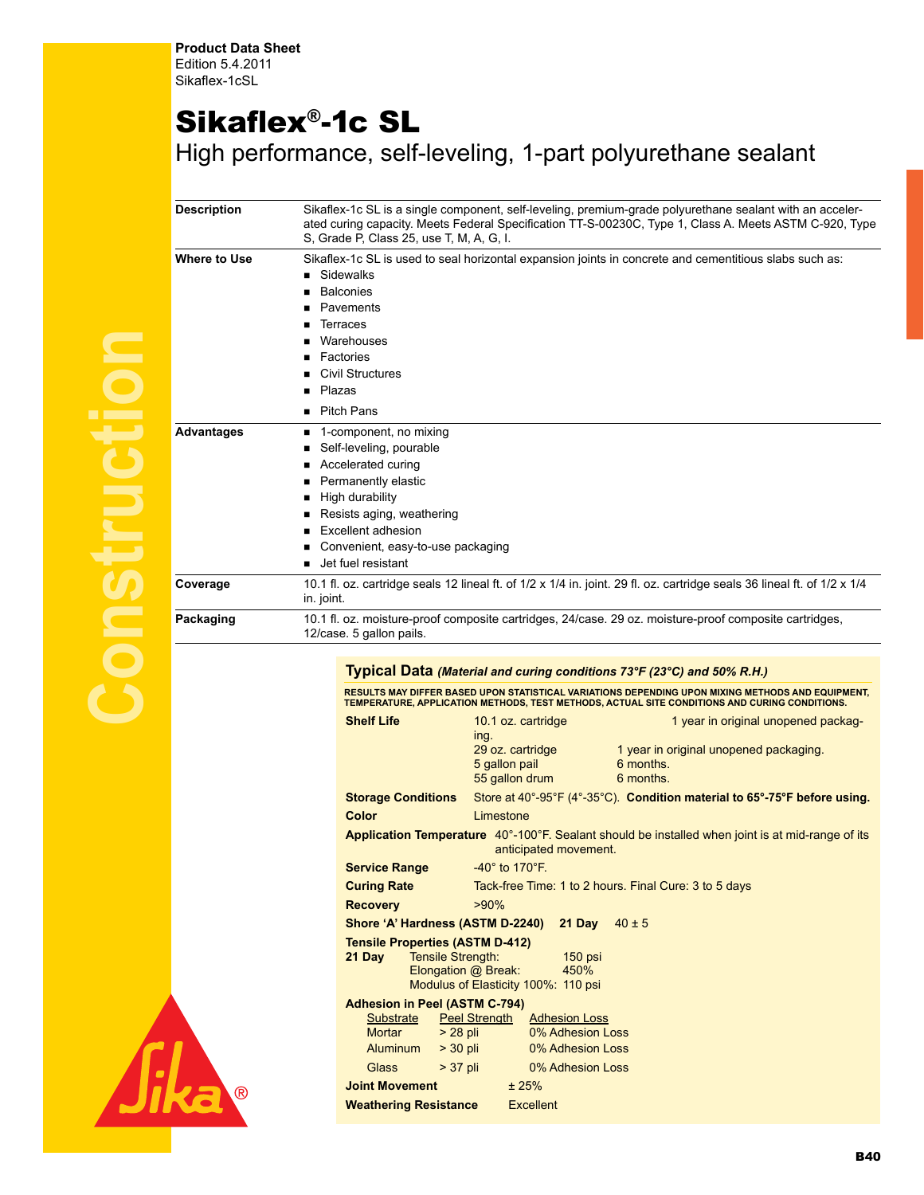**Product Data Sheet**
Edition 5.4.2011
Sikaflex-1cSL

# Sikaflex®-1c SL

## High performance, self-leveling, 1-part polyurethane sealant

**Description**

Sikaflex-1c SL is a single component, self-leveling, premium-grade polyurethane sealant with an accelerated curing capacity. Meets Federal Specification TT-S-00230C, Type 1, Class A. Meets ASTM C-920, Type S, Grade P, Class 25, use T, M, A, G, I.

**Where to Use**

Sikaflex-1c SL is used to seal horizontal expansion joints in concrete and cementitious slabs such as:

- Sidewalks
- Balconies
- Pavements
- Terraces
- Warehouses
- Factories
- Civil Structures
- Plazas
- Pitch Pans

**Advantages**

- 1-component, no mixing
- Self-leveling, pourable
- Accelerated curing
- Permanently elastic
- High durability
- Resists aging, weathering
- Excellent adhesion
- Convenient, easy-to-use packaging
- Jet fuel resistant

**Coverage**

10.1 fl. oz. cartridge seals 12 lineal ft. of 1/2 x 1/4 in. joint. 29 fl. oz. cartridge seals 36 lineal ft. of 1/2 x 1/4 in. joint.

**Packaging**

10.1 fl. oz. moisture-proof composite cartridges, 24/case. 29 oz. moisture-proof composite cartridges, 12/case. 5 gallon pails.

### Typical Data *(Material and curing conditions 73°F (23°C) and 50% R.H.)*

RESULTS MAY DIFFER BASED UPON STATISTICAL VARIATIONS DEPENDING UPON MIXING METHODS AND EQUIPMENT, TEMPERATURE, APPLICATION METHODS, TEST METHODS, ACTUAL SITE CONDITIONS AND CURING CONDITIONS.

**Shelf Life**

| | |
|---|---|
| 10.1 oz. cartridge | 1 year in original unopened packaging. |
| 29 oz. cartridge | 1 year in original unopened packaging. |
| 5 gallon pail | 6 months. |
| 55 gallon drum | 6 months. |

**Storage Conditions** Store at 40°-95°F (4°-35°C). **Condition material to 65°-75°F before using.**

**Color** Limestone

**Application Temperature** 40°-100°F. Sealant should be installed when joint is at mid-range of its anticipated movement.

**Service Range** -40° to 170°F.

**Curing Rate** Tack-free Time: 1 to 2 hours. Final Cure: 3 to 5 days

**Recovery** >90%

**Shore 'A' Hardness (ASTM D-2240)** **21 Day** 40 ± 5

**Tensile Properties (ASTM D-412)**

**21 Day**

| | |
|---|---|
| Tensile Strength: | 150 psi |
| Elongation @ Break: | 450% |
| Modulus of Elasticity 100%: | 110 psi |

**Adhesion in Peel (ASTM C-794)**

| Substrate | Peel Strength | Adhesion Loss |
|---|---|---|
| Mortar | > 28 pli | 0% Adhesion Loss |
| Aluminum | > 30 pli | 0% Adhesion Loss |
| Glass | > 37 pli | 0% Adhesion Loss |

**Joint Movement** ± 25%

**Weathering Resistance** Excellent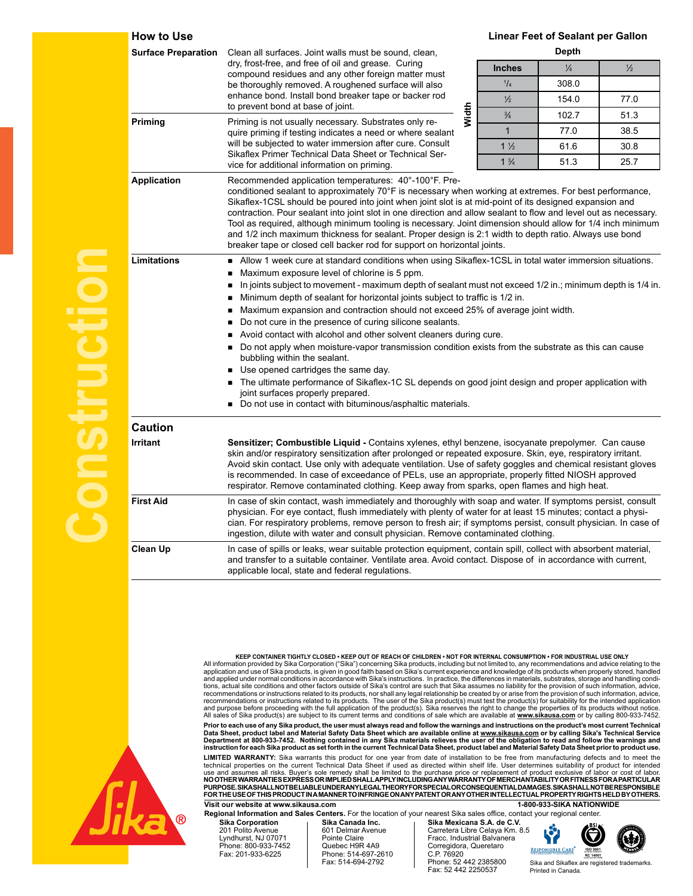## How to Use

**Surface Preparation** — Clean all surfaces. Joint walls must be sound, clean, dry, frost-free, and free of oil and grease. Curing compound residues and any other foreign matter must be thoroughly removed. A roughened surface will also enhance bond. Install bond breaker tape or backer rod to prevent bond at base of joint.

**Priming** — Priming is not usually necessary. Substrates only require priming if testing indicates a need or where sealant will be subjected to water immersion after cure. Consult Sikaflex Primer Technical Data Sheet or Technical Service for additional information on priming.

### Linear Feet of Sealant per Gallon

| Width (Inches) | Depth ¼ | Depth ½ |
|---|---|---|
| ¼ | 308.0 | |
| ½ | 154.0 | 77.0 |
| ¾ | 102.7 | 51.3 |
| 1 | 77.0 | 38.5 |
| 1 ½ | 61.6 | 30.8 |
| 1 ¾ | 51.3 | 25.7 |

**Application** — Recommended application temperatures: 40°-100°F. Pre-conditioned sealant to approximately 70°F is necessary when working at extremes. For best performance, Sikaflex-1CSL should be poured into joint when joint slot is at mid-point of its designed expansion and contraction. Pour sealant into joint slot in one direction and allow sealant to flow and level out as necessary. Tool as required, although minimum tooling is necessary. Joint dimension should allow for 1/4 inch minimum and 1/2 inch maximum thickness for sealant. Proper design is 2:1 width to depth ratio. Always use bond breaker tape or closed cell backer rod for support on horizontal joints.

**Limitations**

- Allow 1 week cure at standard conditions when using Sikaflex-1CSL in total water immersion situations.
- Maximum exposure level of chlorine is 5 ppm.
- In joints subject to movement - maximum depth of sealant must not exceed 1/2 in.; minimum depth is 1/4 in.
- Minimum depth of sealant for horizontal joints subject to traffic is 1/2 in.
- Maximum expansion and contraction should not exceed 25% of average joint width.
- Do not cure in the presence of curing silicone sealants.
- Avoid contact with alcohol and other solvent cleaners during cure.
- Do not apply when moisture-vapor transmission condition exists from the substrate as this can cause bubbling within the sealant.
- Use opened cartridges the same day.
- The ultimate performance of Sikaflex-1C SL depends on good joint design and proper application with joint surfaces properly prepared.
- Do not use in contact with bituminous/asphaltic materials.

## Caution

**Irritant** — **Sensitizer; Combustible Liquid -** Contains xylenes, ethyl benzene, isocyanate prepolymer. Can cause skin and/or respiratory sensitization after prolonged or repeated exposure. Skin, eye, respiratory irritant. Avoid skin contact. Use only with adequate ventilation. Use of safety goggles and chemical resistant gloves is recommended. In case of exceedance of PELs, use an appropriate, properly fitted NIOSH approved respirator. Remove contaminated clothing. Keep away from sparks, open flames and high heat.

**First Aid** — In case of skin contact, wash immediately and thoroughly with soap and water. If symptoms persist, consult physician. For eye contact, flush immediately with plenty of water for at least 15 minutes; contact a physician. For respiratory problems, remove person to fresh air; if symptoms persist, consult physician. In case of ingestion, dilute with water and consult physician. Remove contaminated clothing.

**Clean Up** — In case of spills or leaks, wear suitable protection equipment, contain spill, collect with absorbent material, and transfer to a suitable container. Ventilate area. Avoid contact. Dispose of in accordance with current, applicable local, state and federal regulations.

**KEEP CONTAINER TIGHTLY CLOSED • KEEP OUT OF REACH OF CHILDREN • NOT FOR INTERNAL CONSUMPTION • FOR INDUSTRIAL USE ONLY**

All information provided by Sika Corporation ("Sika") concerning Sika products, including but not limited to, any recommendations and advice relating to the application and use of Sika products, is given in good faith based on Sika's current experience and knowledge of its products when properly stored, handled and applied under normal conditions in accordance with Sika's instructions. In practice, the differences in materials, substrates, storage and handling conditions, actual site conditions and other factors outside of Sika's control are such that Sika assumes no liability for the provision of such information, advice, recommendations or instructions related to its products, nor shall any legal relationship be created by or arise from the provision of such information, advice, recommendations or instructions related to its products. The user of the Sika product(s) must test the product(s) for suitability for the intended application and purpose before proceeding with the full application of the product(s). Sika reserves the right to change the properties of its products without notice. All sales of Sika product(s) are subject to its current terms and conditions of sale which are available at **www.sikausa.com** or by calling 800-933-7452.

**Prior to each use of any Sika product, the user must always read and follow the warnings and instructions on the product's most current Technical Data Sheet, product label and Material Safety Data Sheet which are available online at www.sikausa.com or by calling Sika's Technical Service Department at 800-933-7452. Nothing contained in any Sika materials relieves the user of the obligation to read and follow the warnings and instruction for each Sika product as set forth in the current Technical Data Sheet, product label and Material Safety Data Sheet prior to product use.**

**LIMITED WARRANTY:** Sika warrants this product for one year from date of installation to be free from manufacturing defects and to meet the technical properties on the current Technical Data Sheet if used as directed within shelf life. User determines suitability of product for intended use and assumes all risks. Buyer's sole remedy shall be limited to the purchase price or replacement of product exclusive of labor or cost of labor. **NO OTHER WARRANTIES EXPRESS OR IMPLIED SHALL APPLY INCLUDING ANY WARRANTY OF MERCHANTABILITY OR FITNESS FOR A PARTICULAR PURPOSE. SIKA SHALL NOT BE LIABLE UNDER ANY LEGAL THEORY FOR SPECIAL OR CONSEQUENTIAL DAMAGES. SIKA SHALL NOT BE RESPONSIBLE FOR THE USE OF THIS PRODUCT IN A MANNER TO INFRINGE ON ANY PATENT OR ANY OTHER INTELLECTUAL PROPERTY RIGHTS HELD BY OTHERS.**

**Visit our website at www.sikausa.com** — **1-800-933-SIKA NATIONWIDE**

**Regional Information and Sales Centers.** For the location of your nearest Sika sales office, contact your regional center.

**Sika Corporation**
201 Polito Avenue
Lyndhurst, NJ 07071
Phone: 800-933-7452
Fax: 201-933-6225

**Sika Canada Inc.**
601 Delmar Avenue
Pointe Claire
Quebec H9R 4A9
Phone: 514-697-2610
Fax: 514-694-2792

**Sika Mexicana S.A. de C.V.**
Carretera Libre Celaya Km. 8.5
Fracc. Industrial Balvanera
Corregidora, Queretaro
C.P. 76920
Phone: 52 442 2385800
Fax: 52 442 2250537

Sika and Sikaflex are registered trademarks. Printed in Canada.